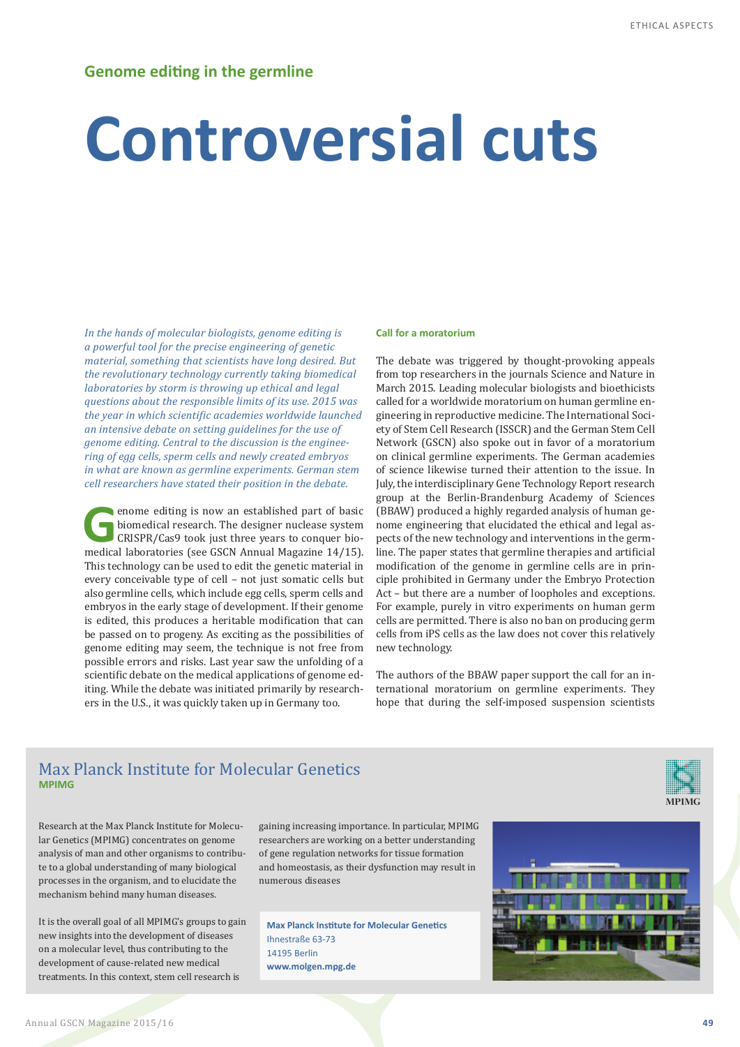## Genome editing in the germline

# Controversial cuts

*In the hands of molecular biologists, genome editing is a powerful tool for the precise engineering of genetic material, something that scientists have long desired. But the revolutionary technology currently taking biomedical laboratories by storm is throwing up ethical and legal questions about the responsible limits of its use. 2015 was the year in which scientific academies worldwide launched an intensive debate on setting guidelines for the use of genome editing. Central to the discussion is the engineering of egg cells, sperm cells and newly created embryos in what are known as germline experiments. German stem cell researchers have stated their position in the debate.*

Genome editing is now an established part of basic biomedical research. The designer nuclease system CRISPR/Cas9 took just three years to conquer biomedical laboratories (see GSCN Annual Magazine 14/15). This technology can be used to edit the genetic material in every conceivable type of cell – not just somatic cells but also germline cells, which include egg cells, sperm cells and embryos in the early stage of development. If their genome is edited, this produces a heritable modification that can be passed on to progeny. As exciting as the possibilities of genome editing may seem, the technique is not free from possible errors and risks. Last year saw the unfolding of a scientific debate on the medical applications of genome editing. While the debate was initiated primarily by researchers in the U.S., it was quickly taken up in Germany too.

### Call for a moratorium

The debate was triggered by thought-provoking appeals from top researchers in the journals Science and Nature in March 2015. Leading molecular biologists and bioethicists called for a worldwide moratorium on human germline engineering in reproductive medicine. The International Society of Stem Cell Research (ISSCR) and the German Stem Cell Network (GSCN) also spoke out in favor of a moratorium on clinical germline experiments. The German academies of science likewise turned their attention to the issue. In July, the interdisciplinary Gene Technology Report research group at the Berlin-Brandenburg Academy of Sciences (BBAW) produced a highly regarded analysis of human genome engineering that elucidated the ethical and legal aspects of the new technology and interventions in the germline. The paper states that germline therapies and artificial modification of the genome in germline cells are in principle prohibited in Germany under the Embryo Protection Act – but there are a number of loopholes and exceptions. For example, purely in vitro experiments on human germ cells are permitted. There is also no ban on producing germ cells from iPS cells as the law does not cover this relatively new technology.

The authors of the BBAW paper support the call for an international moratorium on germline experiments. They hope that during the self-imposed suspension scientists

---

## Max Planck Institute for Molecular Genetics

**MPIMG**

Research at the Max Planck Institute for Molecular Genetics (MPIMG) concentrates on genome analysis of man and other organisms to contribute to a global understanding of many biological processes in the organism, and to elucidate the mechanism behind many human diseases.

It is the overall goal of all MPIMG's groups to gain new insights into the development of diseases on a molecular level, thus contributing to the development of cause-related new medical treatments. In this context, stem cell research is gaining increasing importance. In particular, MPIMG researchers are working on a better understanding of gene regulation networks for tissue formation and homeostasis, as their dysfunction may result in numerous diseases

**Max Planck Institute for Molecular Genetics**
Ihnestraße 63-73
14195 Berlin
**www.molgen.mpg.de**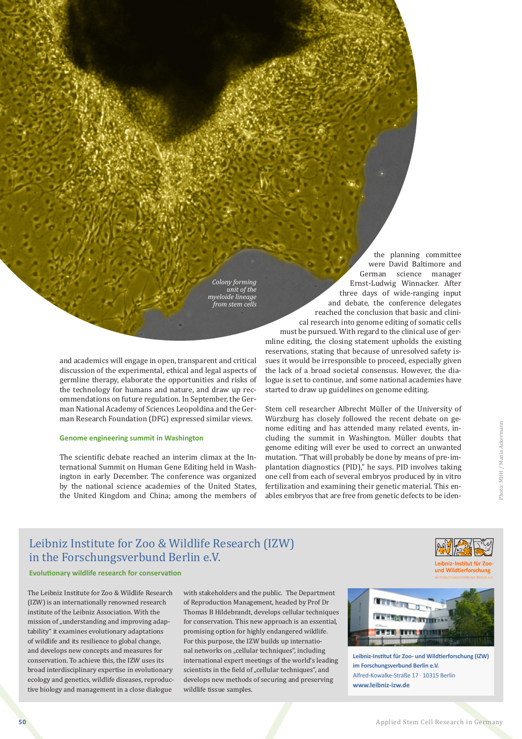*Colony forming unit of the myeloide lineage from stem cells*

and academics will engage in open, transparent and critical discussion of the experimental, ethical and legal aspects of germline therapy, elaborate the opportunities and risks of the technology for humans and nature, and draw up recommendations on future regulation. In September, the German National Academy of Sciences Leopoldina and the German Research Foundation (DFG) expressed similar views.

### Genome engineering summit in Washington

The scientific debate reached an interim climax at the International Summit on Human Gene Editing held in Washington in early December. The conference was organized by the national science academies of the United States, the United Kingdom and China; among the members of the planning committee were David Baltimore and German science manager Ernst-Ludwig Winnacker. After three days of wide-ranging input and debate, the conference delegates reached the conclusion that basic and clinical research into genome editing of somatic cells must be pursued. With regard to the clinical use of germline editing, the closing statement upholds the existing reservations, stating that because of unresolved safety issues it would be irresponsible to proceed, especially given the lack of a broad societal consensus. However, the dialogue is set to continue, and some national academies have started to draw up guidelines on genome editing.

Stem cell researcher Albrecht Müller of the University of Würzburg has closely followed the recent debate on genome editing and has attended many related events, including the summit in Washington. Müller doubts that genome editing will ever be used to correct an unwanted mutation. "That will probably be done by means of pre-implantation diagnostics (PID)," he says. PID involves taking one cell from each of several embryos produced by in vitro fertilization and examining their genetic material. This enables embryos that are free from genetic defects to be iden-

Photo: MHH / Maria Ackermann

## Leibniz Institute for Zoo & Wildlife Research (IZW) in the Forschungsverbund Berlin e.V.

**Evolutionary wildlife research for conservation**

The Leibniz Institute for Zoo & Wildlife Research (IZW) is an internationally renowned research institute of the Leibniz Association. With the mission of „understanding and improving adaptability" it examines evolutionary adaptations of wildlife and its resilience to global change, and develops new concepts and measures for conservation. To achieve this, the IZW uses its broad interdisciplinary expertise in evolutionary ecology and genetics, wildlife diseases, reproductive biology and management in a close dialogue with stakeholders and the public. The Department of Reproduction Management, headed by Prof Dr Thomas B Hildebrandt, develops cellular techniques for conservation. This new approach is an essential, promising option for highly endangered wildlife. For this purpose, the IZW builds up international networks on „cellular techniques", including international expert meetings of the world's leading scientists in the field of „cellular techniques", and develops new methods of securing and preserving wildlife tissue samples.

Leibniz-Institut für Zoo- und Wildtierforschung
IM FORSCHUNGSVERBUND BERLIN E.V.

**Leibniz-Institut für Zoo- und Wildtierforschung (IZW) im Forschungsverbund Berlin e.V.**
Alfred-Kowalke-Straße 17 · 10315 Berlin
**www.leibniz-izw.de**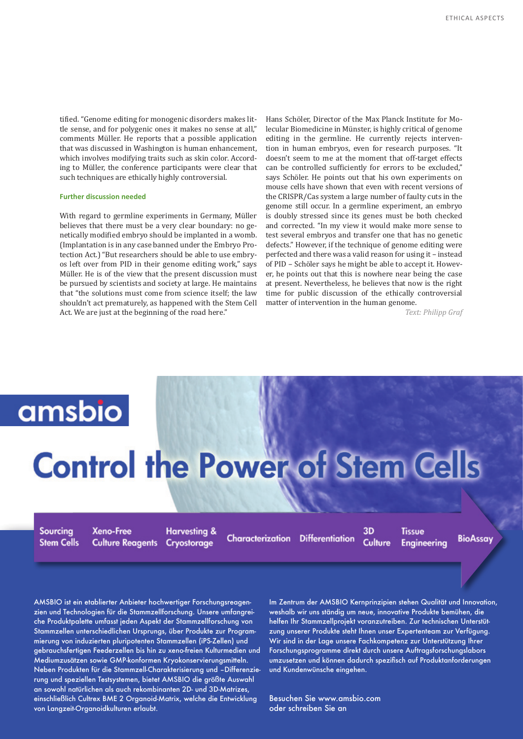tified. "Genome editing for monogenic disorders makes little sense, and for polygenic ones it makes no sense at all," comments Müller. He reports that a possible application that was discussed in Washington is human enhancement, which involves modifying traits such as skin color. According to Müller, the conference participants were clear that such techniques are ethically highly controversial.

### Further discussion needed

With regard to germline experiments in Germany, Müller believes that there must be a very clear boundary: no genetically modified embryo should be implanted in a womb. (Implantation is in any case banned under the Embryo Protection Act.) "But researchers should be able to use embryos left over from PID in their genome editing work," says Müller. He is of the view that the present discussion must be pursued by scientists and society at large. He maintains that "the solutions must come from science itself; the law shouldn't act prematurely, as happened with the Stem Cell Act. We are just at the beginning of the road here."

Hans Schöler, Director of the Max Planck Institute for Molecular Biomedicine in Münster, is highly critical of genome editing in the germline. He currently rejects intervention in human embryos, even for research purposes. "It doesn't seem to me at the moment that off-target effects can be controlled sufficiently for errors to be excluded," says Schöler. He points out that his own experiments on mouse cells have shown that even with recent versions of the CRISPR/Cas system a large number of faulty cuts in the genome still occur. In a germline experiment, an embryo is doubly stressed since its genes must be both checked and corrected. "In my view it would make more sense to test several embryos and transfer one that has no genetic defects." However, if the technique of genome editing were perfected and there was a valid reason for using it – instead of PID – Schöler says he might be able to accept it. However, he points out that this is nowhere near being the case at present. Nevertheless, he believes that now is the right time for public discussion of the ethically controversial matter of intervention in the human genome.

*Text: Philipp Graf*

amsbio

# Control the Power of Stem Cells

Sourcing Stem Cells | Xeno-Free Culture Reagents | Harvesting & Cryostorage | Characterization | Differentiation | 3D Culture | Tissue Engineering | BioAssay

AMSBIO ist ein etablierter Anbieter hochwertiger Forschungsreagenzien und Technologien für die Stammzellforschung. Unsere umfangreiche Produktpalette umfasst jeden Aspekt der Stammzellforschung von Stammzellen unterschiedlichen Ursprungs, über Produkte zur Programmierung von induzierten pluripotenten Stammzellen (iPS-Zellen) und gebrauchsfertigen Feederzellen bis hin zu xeno-freien Kulturmedien und Mediumzusätzen sowie GMP-konformen Kryokonservierungsmitteln. Neben Produkten für die Stammzell-Charakterisierung und –Differenzierung und speziellen Testsystemen, bietet AMSBIO die größte Auswahl an sowohl natürlichen als auch rekombinanten 2D- und 3D-Matrizes, einschließlich Cultrex BME 2 Organoid-Matrix, welche die Entwicklung von Langzeit-Organoidkulturen erlaubt.

Im Zentrum der AMSBIO Kernprinzipien stehen Qualität und Innovation, weshalb wir uns ständig um neue, innovative Produkte bemühen, die helfen Ihr Stammzellprojekt voranzutreiben. Zur technischen Unterstützung unserer Produkte steht Ihnen unser Expertenteam zur Verfügung. Wir sind in der Lage unsere Fachkompetenz zur Unterstützung Ihrer Forschungsprogramme direkt durch unsere Auftragsforschungslabors umzusetzen und können dadurch spezifisch auf Produktanforderungen und Kundenwünsche eingehen.

Besuchen Sie www.amsbio.com
oder schreiben Sie an